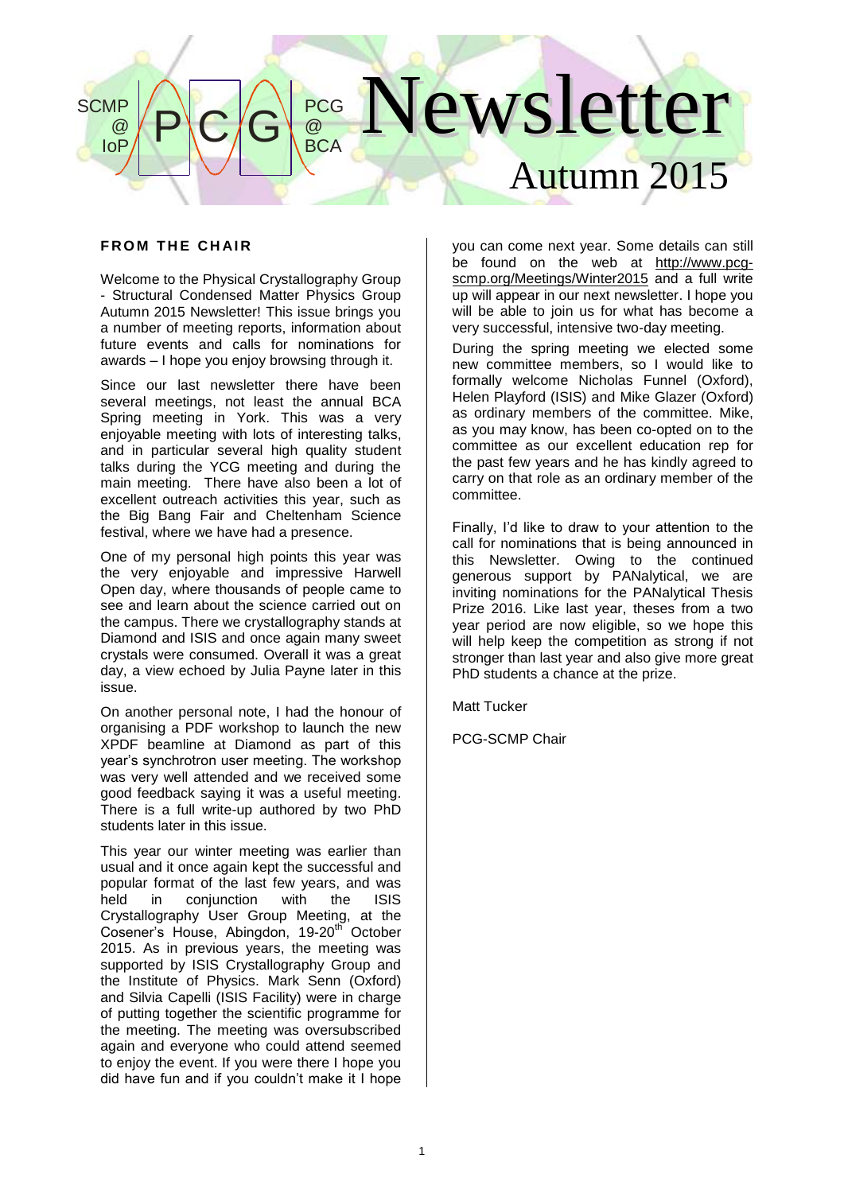SCMP @ IoP PCG PCG @ BCA

# Newsletter

## Autumn 2015

### FROM THE CHAIR

Welcome to the Physical Crystallography Group - Structural Condensed Matter Physics Group Autumn 2015 Newsletter! This issue brings you a number of meeting reports, information about future events and calls for nominations for awards – I hope you enjoy browsing through it.

Since our last newsletter there have been several meetings, not least the annual BCA Spring meeting in York. This was a very enjoyable meeting with lots of interesting talks, and in particular several high quality student talks during the YCG meeting and during the main meeting. There have also been a lot of excellent outreach activities this year, such as the Big Bang Fair and Cheltenham Science festival, where we have had a presence.

One of my personal high points this year was the very enjoyable and impressive Harwell Open day, where thousands of people came to see and learn about the science carried out on the campus. There we crystallography stands at Diamond and ISIS and once again many sweet crystals were consumed. Overall it was a great day, a view echoed by Julia Payne later in this issue.

On another personal note, I had the honour of organising a PDF workshop to launch the new XPDF beamline at Diamond as part of this year's synchrotron user meeting. The workshop was very well attended and we received some good feedback saying it was a useful meeting. There is a full write-up authored by two PhD students later in this issue.

This year our winter meeting was earlier than usual and it once again kept the successful and popular format of the last few years, and was held in conjunction with the ISIS Crystallography User Group Meeting, at the Cosener's House, Abingdon, 19-20th October 2015. As in previous years, the meeting was supported by ISIS Crystallography Group and the Institute of Physics. Mark Senn (Oxford) and Silvia Capelli (ISIS Facility) were in charge of putting together the scientific programme for the meeting. The meeting was oversubscribed again and everyone who could attend seemed to enjoy the event. If you were there I hope you did have fun and if you couldn't make it I hope you can come next year. Some details can still be found on the web at http://www.pcg-scmp.org/Meetings/Winter2015 and a full write up will appear in our next newsletter. I hope you will be able to join us for what has become a very successful, intensive two-day meeting.

During the spring meeting we elected some new committee members, so I would like to formally welcome Nicholas Funnel (Oxford), Helen Playford (ISIS) and Mike Glazer (Oxford) as ordinary members of the committee. Mike, as you may know, has been co-opted on to the committee as our excellent education rep for the past few years and he has kindly agreed to carry on that role as an ordinary member of the committee.

Finally, I'd like to draw to your attention to the call for nominations that is being announced in this Newsletter. Owing to the continued generous support by PANalytical, we are inviting nominations for the PANalytical Thesis Prize 2016. Like last year, theses from a two year period are now eligible, so we hope this will help keep the competition as strong if not stronger than last year and also give more great PhD students a chance at the prize.

Matt Tucker

PCG-SCMP Chair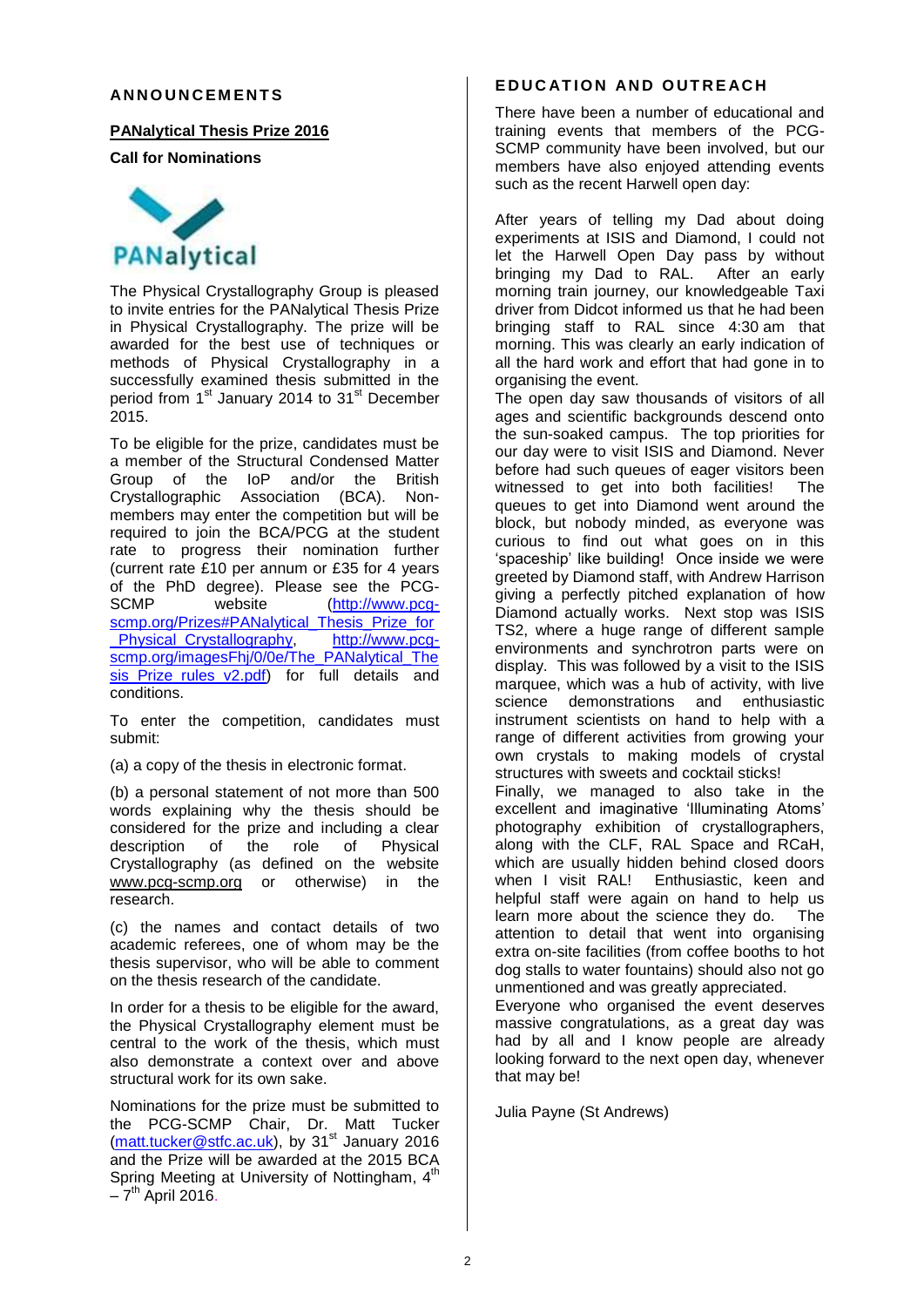## ANNOUNCEMENTS

### PANalytical Thesis Prize 2016

**Call for Nominations**

The Physical Crystallography Group is pleased to invite entries for the PANalytical Thesis Prize in Physical Crystallography. The prize will be awarded for the best use of techniques or methods of Physical Crystallography in a successfully examined thesis submitted in the period from 1st January 2014 to 31st December 2015.

To be eligible for the prize, candidates must be a member of the Structural Condensed Matter Group of the IoP and/or the British Crystallographic Association (BCA). Non-members may enter the competition but will be required to join the BCA/PCG at the student rate to progress their nomination further (current rate £10 per annum or £35 for 4 years of the PhD degree). Please see the PCG-SCMP website (http://www.pcg-scmp.org/Prizes#PANalytical_Thesis_Prize_for_Physical_Crystallography, http://www.pcg-scmp.org/imagesFhj/0/0e/The_PANalytical_Thesis_Prize_rules_v2.pdf) for full details and conditions.

To enter the competition, candidates must submit:

(a) a copy of the thesis in electronic format.

(b) a personal statement of not more than 500 words explaining why the thesis should be considered for the prize and including a clear description of the role of Physical Crystallography (as defined on the website www.pcg-scmp.org or otherwise) in the research.

(c) the names and contact details of two academic referees, one of whom may be the thesis supervisor, who will be able to comment on the thesis research of the candidate.

In order for a thesis to be eligible for the award, the Physical Crystallography element must be central to the work of the thesis, which must also demonstrate a context over and above structural work for its own sake.

Nominations for the prize must be submitted to the PCG-SCMP Chair, Dr. Matt Tucker (matt.tucker@stfc.ac.uk), by 31st January 2016 and the Prize will be awarded at the 2015 BCA Spring Meeting at University of Nottingham, 4th – 7th April 2016.

## EDUCATION AND OUTREACH

There have been a number of educational and training events that members of the PCG-SCMP community have been involved, but our members have also enjoyed attending events such as the recent Harwell open day:

After years of telling my Dad about doing experiments at ISIS and Diamond, I could not let the Harwell Open Day pass by without bringing my Dad to RAL. After an early morning train journey, our knowledgeable Taxi driver from Didcot informed us that he had been bringing staff to RAL since 4:30 am that morning. This was clearly an early indication of all the hard work and effort that had gone in to organising the event.

The open day saw thousands of visitors of all ages and scientific backgrounds descend onto the sun-soaked campus. The top priorities for our day were to visit ISIS and Diamond. Never before had such queues of eager visitors been witnessed to get into both facilities! The queues to get into Diamond went around the block, but nobody minded, as everyone was curious to find out what goes on in this 'spaceship' like building! Once inside we were greeted by Diamond staff, with Andrew Harrison giving a perfectly pitched explanation of how Diamond actually works. Next stop was ISIS TS2, where a huge range of different sample environments and synchrotron parts were on display. This was followed by a visit to the ISIS marquee, which was a hub of activity, with live science demonstrations and enthusiastic instrument scientists on hand to help with a range of different activities from growing your own crystals to making models of crystal structures with sweets and cocktail sticks!

Finally, we managed to also take in the excellent and imaginative 'Illuminating Atoms' photography exhibition of crystallographers, along with the CLF, RAL Space and RCaH, which are usually hidden behind closed doors when I visit RAL! Enthusiastic, keen and helpful staff were again on hand to help us learn more about the science they do. The attention to detail that went into organising extra on-site facilities (from coffee booths to hot dog stalls to water fountains) should also not go unmentioned and was greatly appreciated.

Everyone who organised the event deserves massive congratulations, as a great day was had by all and I know people are already looking forward to the next open day, whenever that may be!

Julia Payne (St Andrews)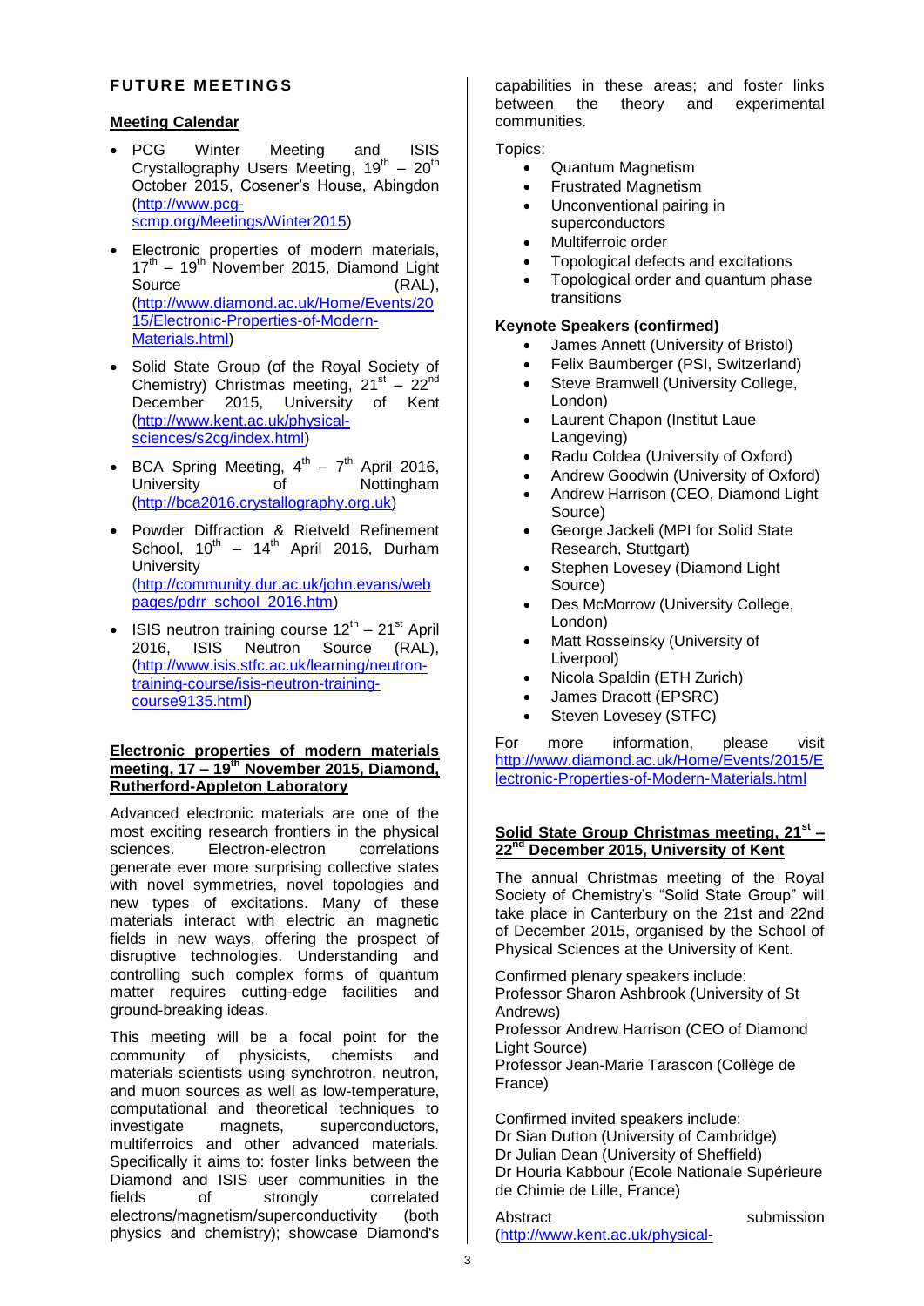## FUTURE MEETINGS

### Meeting Calendar

- PCG Winter Meeting and ISIS Crystallography Users Meeting, 19th – 20th October 2015, Cosener's House, Abingdon (http://www.pcg-scmp.org/Meetings/Winter2015)
- Electronic properties of modern materials, 17th – 19th November 2015, Diamond Light Source (RAL), (http://www.diamond.ac.uk/Home/Events/2015/Electronic-Properties-of-Modern-Materials.html)
- Solid State Group (of the Royal Society of Chemistry) Christmas meeting, 21st – 22nd December 2015, University of Kent (http://www.kent.ac.uk/physical-sciences/s2cg/index.html)
- BCA Spring Meeting, 4th – 7th April 2016, University of Nottingham (http://bca2016.crystallography.org.uk)
- Powder Diffraction & Rietveld Refinement School, 10th – 14th April 2016, Durham University (http://community.dur.ac.uk/john.evans/webpages/pdrr_school_2016.htm)
- ISIS neutron training course 12th – 21st April 2016, ISIS Neutron Source (RAL), (http://www.isis.stfc.ac.uk/learning/neutron-training-course/isis-neutron-training-course9135.html)

### Electronic properties of modern materials meeting, 17 – 19th November 2015, Diamond, Rutherford-Appleton Laboratory

Advanced electronic materials are one of the most exciting research frontiers in the physical sciences. Electron-electron correlations generate ever more surprising collective states with novel symmetries, novel topologies and new types of excitations. Many of these materials interact with electric an magnetic fields in new ways, offering the prospect of disruptive technologies. Understanding and controlling such complex forms of quantum matter requires cutting-edge facilities and ground-breaking ideas.

This meeting will be a focal point for the community of physicists, chemists and materials scientists using synchrotron, neutron, and muon sources as well as low-temperature, computational and theoretical techniques to investigate magnets, superconductors, multiferroics and other advanced materials. Specifically it aims to: foster links between the Diamond and ISIS user communities in the fields of strongly correlated electrons/magnetism/superconductivity (both physics and chemistry); showcase Diamond's capabilities in these areas; and foster links between the theory and experimental communities.

Topics:

- Quantum Magnetism
- Frustrated Magnetism
- Unconventional pairing in superconductors
- Multiferroic order
- Topological defects and excitations
- Topological order and quantum phase transitions

**Keynote Speakers (confirmed)**

- James Annett (University of Bristol)
- Felix Baumberger (PSI, Switzerland)
- Steve Bramwell (University College, London)
- Laurent Chapon (Institut Laue Langeving)
- Radu Coldea (University of Oxford)
- Andrew Goodwin (University of Oxford)
- Andrew Harrison (CEO, Diamond Light Source)
- George Jackeli (MPI for Solid State Research, Stuttgart)
- Stephen Lovesey (Diamond Light Source)
- Des McMorrow (University College, London)
- Matt Rosseinsky (University of Liverpool)
- Nicola Spaldin (ETH Zurich)
- James Dracott (EPSRC)
- Steven Lovesey (STFC)

For more information, please visit http://www.diamond.ac.uk/Home/Events/2015/Electronic-Properties-of-Modern-Materials.html

### Solid State Group Christmas meeting, 21st – 22nd December 2015, University of Kent

The annual Christmas meeting of the Royal Society of Chemistry's "Solid State Group" will take place in Canterbury on the 21st and 22nd of December 2015, organised by the School of Physical Sciences at the University of Kent.

Confirmed plenary speakers include:
Professor Sharon Ashbrook (University of St Andrews)
Professor Andrew Harrison (CEO of Diamond Light Source)
Professor Jean-Marie Tarascon (Collège de France)

Confirmed invited speakers include:
Dr Sian Dutton (University of Cambridge)
Dr Julian Dean (University of Sheffield)
Dr Houria Kabbour (Ecole Nationale Supérieure de Chimie de Lille, France)

Abstract submission (http://www.kent.ac.uk/physical-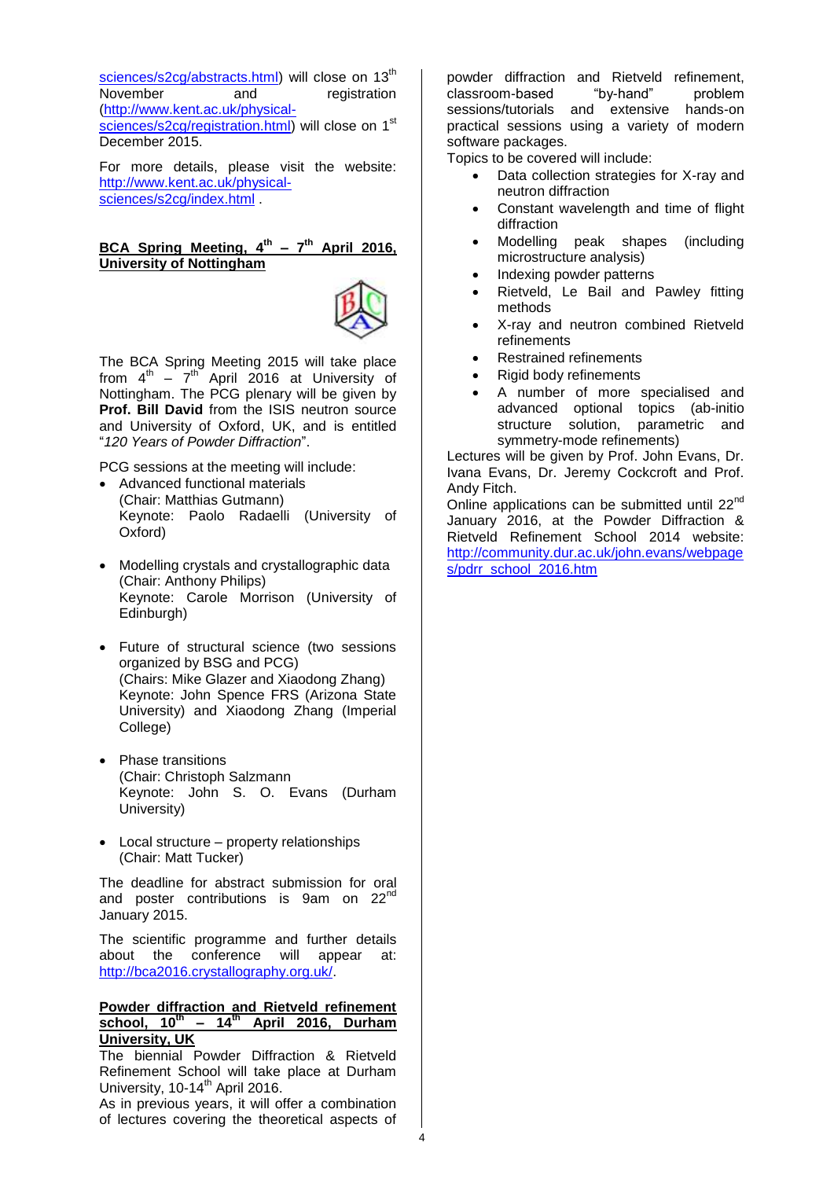sciences/s2cg/abstracts.html) will close on 13th November and registration (http://www.kent.ac.uk/physical-sciences/s2cg/registration.html) will close on 1st December 2015.

For more details, please visit the website: http://www.kent.ac.uk/physical-sciences/s2cg/index.html .

## BCA Spring Meeting, 4th – 7th April 2016, University of Nottingham

The BCA Spring Meeting 2015 will take place from 4th – 7th April 2016 at University of Nottingham. The PCG plenary will be given by **Prof. Bill David** from the ISIS neutron source and University of Oxford, UK, and is entitled "*120 Years of Powder Diffraction*".

PCG sessions at the meeting will include:

- Advanced functional materials
  (Chair: Matthias Gutmann)
  Keynote: Paolo Radaelli (University of Oxford)

- Modelling crystals and crystallographic data
  (Chair: Anthony Philips)
  Keynote: Carole Morrison (University of Edinburgh)

- Future of structural science (two sessions organized by BSG and PCG)
  (Chairs: Mike Glazer and Xiaodong Zhang)
  Keynote: John Spence FRS (Arizona State University) and Xiaodong Zhang (Imperial College)

- Phase transitions
  (Chair: Christoph Salzmann
  Keynote: John S. O. Evans (Durham University)

- Local structure – property relationships
  (Chair: Matt Tucker)

The deadline for abstract submission for oral and poster contributions is 9am on 22nd January 2015.

The scientific programme and further details about the conference will appear at: http://bca2016.crystallography.org.uk/.

## Powder diffraction and Rietveld refinement school, 10th – 14th April 2016, Durham University, UK

The biennial Powder Diffraction & Rietveld Refinement School will take place at Durham University, 10-14th April 2016.

As in previous years, it will offer a combination of lectures covering the theoretical aspects of powder diffraction and Rietveld refinement, classroom-based "by-hand" problem sessions/tutorials and extensive hands-on practical sessions using a variety of modern software packages.

Topics to be covered will include:

- Data collection strategies for X-ray and neutron diffraction
- Constant wavelength and time of flight diffraction
- Modelling peak shapes (including microstructure analysis)
- Indexing powder patterns
- Rietveld, Le Bail and Pawley fitting methods
- X-ray and neutron combined Rietveld refinements
- Restrained refinements
- Rigid body refinements
- A number of more specialised and advanced optional topics (ab-initio structure solution, parametric and symmetry-mode refinements)

Lectures will be given by Prof. John Evans, Dr. Ivana Evans, Dr. Jeremy Cockcroft and Prof. Andy Fitch.

Online applications can be submitted until 22nd January 2016, at the Powder Diffraction & Rietveld Refinement School 2014 website: http://community.dur.ac.uk/john.evans/webpages/pdrr_school_2016.htm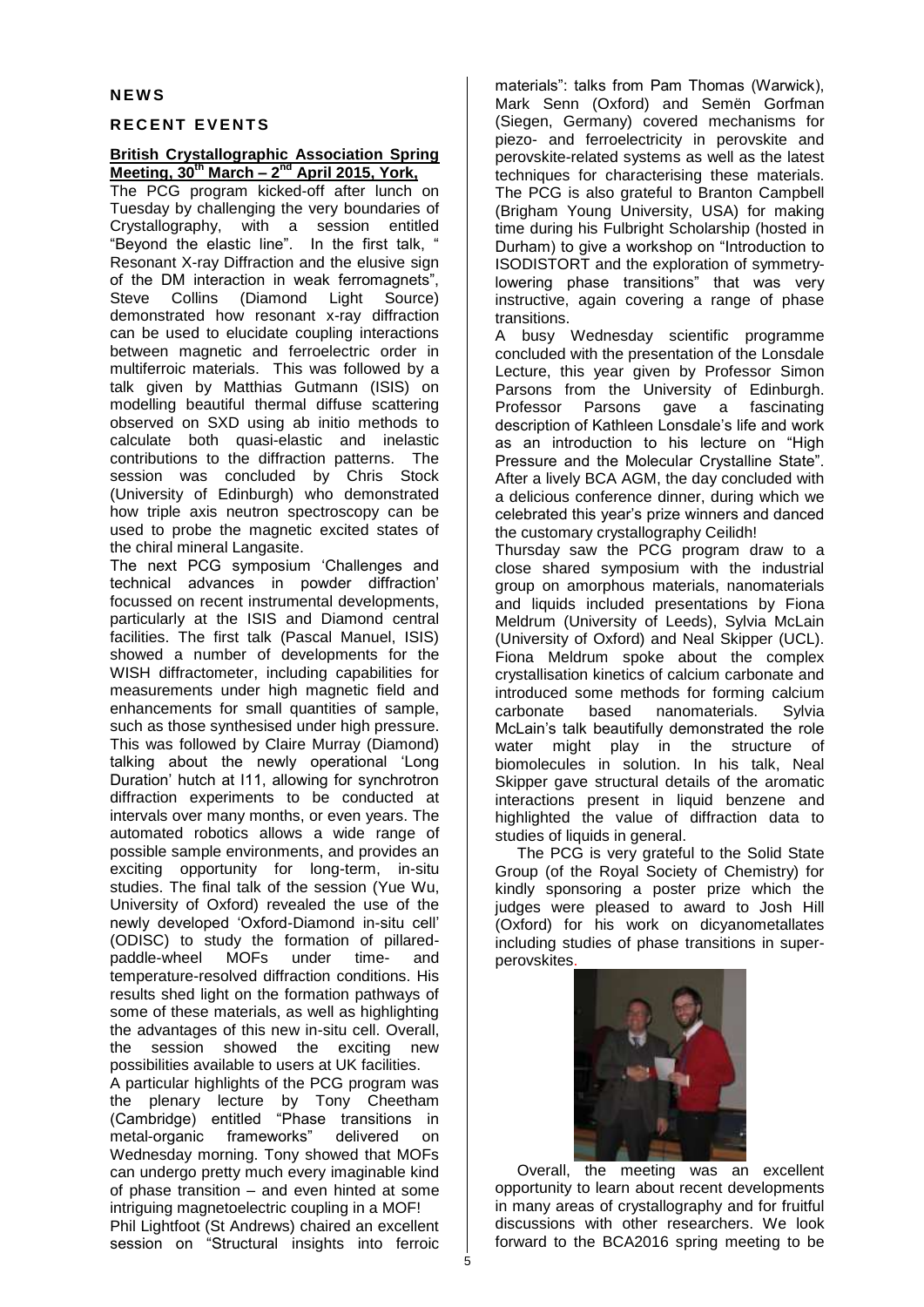## NEWS

### RECENT EVENTS

**British Crystallographic Association Spring Meeting, 30th March – 2nd April 2015, York,**

The PCG program kicked-off after lunch on Tuesday by challenging the very boundaries of Crystallography, with a session entitled "Beyond the elastic line". In the first talk, " Resonant X-ray Diffraction and the elusive sign of the DM interaction in weak ferromagnets", Steve Collins (Diamond Light Source) demonstrated how resonant x-ray diffraction can be used to elucidate coupling interactions between magnetic and ferroelectric order in multiferroic materials. This was followed by a talk given by Matthias Gutmann (ISIS) on modelling beautiful thermal diffuse scattering observed on SXD using ab initio methods to calculate both quasi-elastic and inelastic contributions to the diffraction patterns. The session was concluded by Chris Stock (University of Edinburgh) who demonstrated how triple axis neutron spectroscopy can be used to probe the magnetic excited states of the chiral mineral Langasite.

The next PCG symposium 'Challenges and technical advances in powder diffraction' focussed on recent instrumental developments, particularly at the ISIS and Diamond central facilities. The first talk (Pascal Manuel, ISIS) showed a number of developments for the WISH diffractometer, including capabilities for measurements under high magnetic field and enhancements for small quantities of sample, such as those synthesised under high pressure. This was followed by Claire Murray (Diamond) talking about the newly operational 'Long Duration' hutch at I11, allowing for synchrotron diffraction experiments to be conducted at intervals over many months, or even years. The automated robotics allows a wide range of possible sample environments, and provides an exciting opportunity for long-term, in-situ studies. The final talk of the session (Yue Wu, University of Oxford) revealed the use of the newly developed 'Oxford-Diamond in-situ cell' (ODISC) to study the formation of pillared-paddle-wheel MOFs under time- and temperature-resolved diffraction conditions. His results shed light on the formation pathways of some of these materials, as well as highlighting the advantages of this new in-situ cell. Overall, the session showed the exciting new possibilities available to users at UK facilities.

A particular highlights of the PCG program was the plenary lecture by Tony Cheetham (Cambridge) entitled "Phase transitions in metal-organic frameworks" delivered on Wednesday morning. Tony showed that MOFs can undergo pretty much every imaginable kind of phase transition – and even hinted at some intriguing magnetoelectric coupling in a MOF!

Phil Lightfoot (St Andrews) chaired an excellent session on "Structural insights into ferroic materials": talks from Pam Thomas (Warwick), Mark Senn (Oxford) and Semën Gorfman (Siegen, Germany) covered mechanisms for piezo- and ferroelectricity in perovskite and perovskite-related systems as well as the latest techniques for characterising these materials. The PCG is also grateful to Branton Campbell (Brigham Young University, USA) for making time during his Fulbright Scholarship (hosted in Durham) to give a workshop on "Introduction to ISODISTORT and the exploration of symmetry-lowering phase transitions" that was very instructive, again covering a range of phase transitions.

A busy Wednesday scientific programme concluded with the presentation of the Lonsdale Lecture, this year given by Professor Simon Parsons from the University of Edinburgh. Professor Parsons gave a fascinating description of Kathleen Lonsdale's life and work as an introduction to his lecture on "High Pressure and the Molecular Crystalline State". After a lively BCA AGM, the day concluded with a delicious conference dinner, during which we celebrated this year's prize winners and danced the customary crystallography Ceilidh!

Thursday saw the PCG program draw to a close shared symposium with the industrial group on amorphous materials, nanomaterials and liquids included presentations by Fiona Meldrum (University of Leeds), Sylvia McLain (University of Oxford) and Neal Skipper (UCL). Fiona Meldrum spoke about the complex crystallisation kinetics of calcium carbonate and introduced some methods for forming calcium carbonate based nanomaterials. Sylvia McLain's talk beautifully demonstrated the role water might play in the structure of biomolecules in solution. In his talk, Neal Skipper gave structural details of the aromatic interactions present in liquid benzene and highlighted the value of diffraction data to studies of liquids in general.

The PCG is very grateful to the Solid State Group (of the Royal Society of Chemistry) for kindly sponsoring a poster prize which the judges were pleased to award to Josh Hill (Oxford) for his work on dicyanometallates including studies of phase transitions in super-perovskites.

Overall, the meeting was an excellent opportunity to learn about recent developments in many areas of crystallography and for fruitful discussions with other researchers. We look forward to the BCA2016 spring meeting to be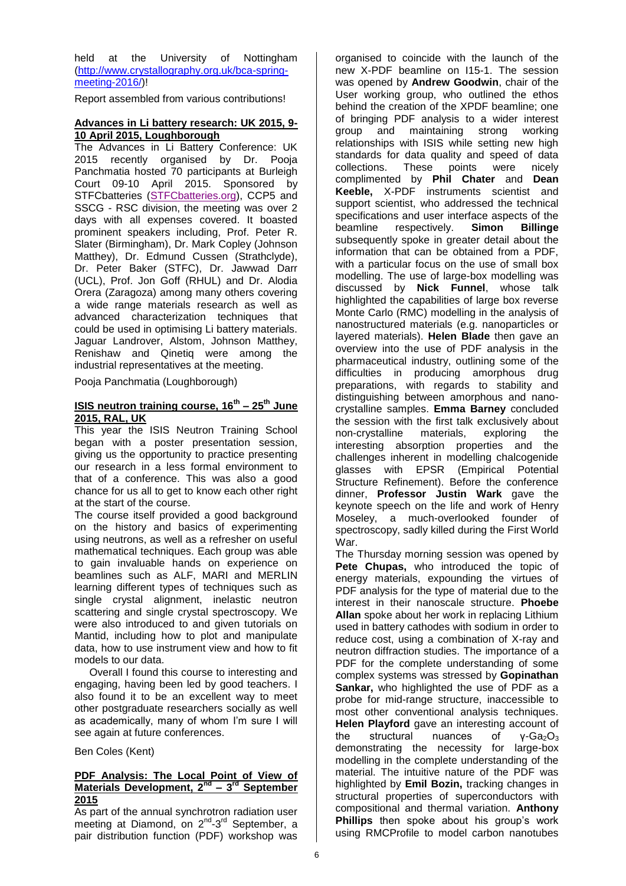held at the University of Nottingham (http://www.crystallography.org.uk/bca-spring-meeting-2016/)!

Report assembled from various contributions!

**Advances in Li battery research: UK 2015, 9-10 April 2015, Loughborough**

The Advances in Li Battery Conference: UK 2015 recently organised by Dr. Pooja Panchmatia hosted 70 participants at Burleigh Court 09-10 April 2015. Sponsored by STFCbatteries (STFCbatteries.org), CCP5 and SSCG - RSC division, the meeting was over 2 days with all expenses covered. It boasted prominent speakers including, Prof. Peter R. Slater (Birmingham), Dr. Mark Copley (Johnson Matthey), Dr. Edmund Cussen (Strathclyde), Dr. Peter Baker (STFC), Dr. Jawwad Darr (UCL), Prof. Jon Goff (RHUL) and Dr. Alodia Orera (Zaragoza) among many others covering a wide range materials research as well as advanced characterization techniques that could be used in optimising Li battery materials. Jaguar Landrover, Alstom, Johnson Matthey, Renishaw and Qinetiq were among the industrial representatives at the meeting.

Pooja Panchmatia (Loughborough)

**ISIS neutron training course, 16th – 25th June 2015, RAL, UK**

This year the ISIS Neutron Training School began with a poster presentation session, giving us the opportunity to practice presenting our research in a less formal environment to that of a conference. This was also a good chance for us all to get to know each other right at the start of the course.

The course itself provided a good background on the history and basics of experimenting using neutrons, as well as a refresher on useful mathematical techniques. Each group was able to gain invaluable hands on experience on beamlines such as ALF, MARI and MERLIN learning different types of techniques such as single crystal alignment, inelastic neutron scattering and single crystal spectroscopy. We were also introduced to and given tutorials on Mantid, including how to plot and manipulate data, how to use instrument view and how to fit models to our data.

Overall I found this course to interesting and engaging, having been led by good teachers. I also found it to be an excellent way to meet other postgraduate researchers socially as well as academically, many of whom I'm sure I will see again at future conferences.

Ben Coles (Kent)

**PDF Analysis: The Local Point of View of Materials Development, 2nd – 3rd September 2015**

As part of the annual synchrotron radiation user meeting at Diamond, on 2nd-3rd September, a pair distribution function (PDF) workshop was organised to coincide with the launch of the new X-PDF beamline on I15-1. The session was opened by **Andrew Goodwin**, chair of the User working group, who outlined the ethos behind the creation of the XPDF beamline; one of bringing PDF analysis to a wider interest group and maintaining strong working relationships with ISIS while setting new high standards for data quality and speed of data collections. These points were nicely complimented by **Phil Chater** and **Dean Keeble,** X-PDF instruments scientist and support scientist, who addressed the technical specifications and user interface aspects of the beamline respectively. **Simon Billinge** subsequently spoke in greater detail about the information that can be obtained from a PDF, with a particular focus on the use of small box modelling. The use of large-box modelling was discussed by **Nick Funnel**, whose talk highlighted the capabilities of large box reverse Monte Carlo (RMC) modelling in the analysis of nanostructured materials (e.g. nanoparticles or layered materials). **Helen Blade** then gave an overview into the use of PDF analysis in the pharmaceutical industry, outlining some of the difficulties in producing amorphous drug preparations, with regards to stability and distinguishing between amorphous and nano-crystalline samples. **Emma Barney** concluded the session with the first talk exclusively about non-crystalline materials, exploring the interesting absorption properties and the challenges inherent in modelling chalcogenide glasses with EPSR (Empirical Potential Structure Refinement). Before the conference dinner, **Professor Justin Wark** gave the keynote speech on the life and work of Henry Moseley, a much-overlooked founder of spectroscopy, sadly killed during the First World War.

The Thursday morning session was opened by **Pete Chupas,** who introduced the topic of energy materials, expounding the virtues of PDF analysis for the type of material due to the interest in their nanoscale structure. **Phoebe Allan** spoke about her work in replacing Lithium used in battery cathodes with sodium in order to reduce cost, using a combination of X-ray and neutron diffraction studies. The importance of a PDF for the complete understanding of some complex systems was stressed by **Gopinathan Sankar,** who highlighted the use of PDF as a probe for mid-range structure, inaccessible to most other conventional analysis techniques. **Helen Playford** gave an interesting account of the structural nuances of $\gamma$-$Ga_2O_3$ demonstrating the necessity for large-box modelling in the complete understanding of the material. The intuitive nature of the PDF was highlighted by **Emil Bozin,** tracking changes in structural properties of superconductors with compositional and thermal variation. **Anthony Phillips** then spoke about his group's work using RMCProfile to model carbon nanotubes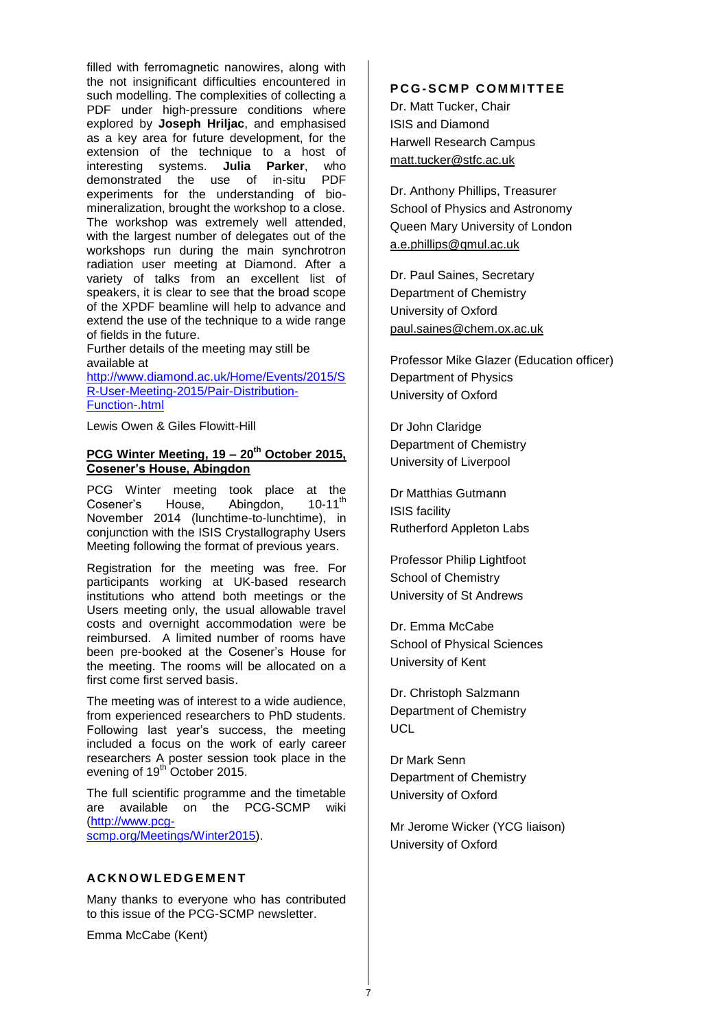filled with ferromagnetic nanowires, along with the not insignificant difficulties encountered in such modelling. The complexities of collecting a PDF under high-pressure conditions where explored by **Joseph Hriljac**, and emphasised as a key area for future development, for the extension of the technique to a host of interesting systems. **Julia Parker**, who demonstrated the use of in-situ PDF experiments for the understanding of bio-mineralization, brought the workshop to a close. The workshop was extremely well attended, with the largest number of delegates out of the workshops run during the main synchrotron radiation user meeting at Diamond. After a variety of talks from an excellent list of speakers, it is clear to see that the broad scope of the XPDF beamline will help to advance and extend the use of the technique to a wide range of fields in the future.

Further details of the meeting may still be available at
http://www.diamond.ac.uk/Home/Events/2015/SR-User-Meeting-2015/Pair-Distribution-Function-.html

Lewis Owen & Giles Flowitt-Hill

**PCG Winter Meeting, 19 – 20th October 2015, Cosener's House, Abingdon**

PCG Winter meeting took place at the Cosener's House, Abingdon, 10-11th November 2014 (lunchtime-to-lunchtime), in conjunction with the ISIS Crystallography Users Meeting following the format of previous years.

Registration for the meeting was free. For participants working at UK-based research institutions who attend both meetings or the Users meeting only, the usual allowable travel costs and overnight accommodation were be reimbursed. A limited number of rooms have been pre-booked at the Cosener's House for the meeting. The rooms will be allocated on a first come first served basis.

The meeting was of interest to a wide audience, from experienced researchers to PhD students. Following last year's success, the meeting included a focus on the work of early career researchers A poster session took place in the evening of 19th October 2015.

The full scientific programme and the timetable are available on the PCG-SCMP wiki (http://www.pcg-scmp.org/Meetings/Winter2015).

## ACKNOWLEDGEMENT

Many thanks to everyone who has contributed to this issue of the PCG-SCMP newsletter.

Emma McCabe (Kent)

## PCG-SCMP COMMITTEE

Dr. Matt Tucker, Chair
ISIS and Diamond
Harwell Research Campus
matt.tucker@stfc.ac.uk

Dr. Anthony Phillips, Treasurer
School of Physics and Astronomy
Queen Mary University of London
a.e.phillips@qmul.ac.uk

Dr. Paul Saines, Secretary
Department of Chemistry
University of Oxford
paul.saines@chem.ox.ac.uk

Professor Mike Glazer (Education officer)
Department of Physics
University of Oxford

Dr John Claridge
Department of Chemistry
University of Liverpool

Dr Matthias Gutmann
ISIS facility
Rutherford Appleton Labs

Professor Philip Lightfoot
School of Chemistry
University of St Andrews

Dr. Emma McCabe
School of Physical Sciences
University of Kent

Dr. Christoph Salzmann
Department of Chemistry
UCL

Dr Mark Senn
Department of Chemistry
University of Oxford

Mr Jerome Wicker (YCG liaison)
University of Oxford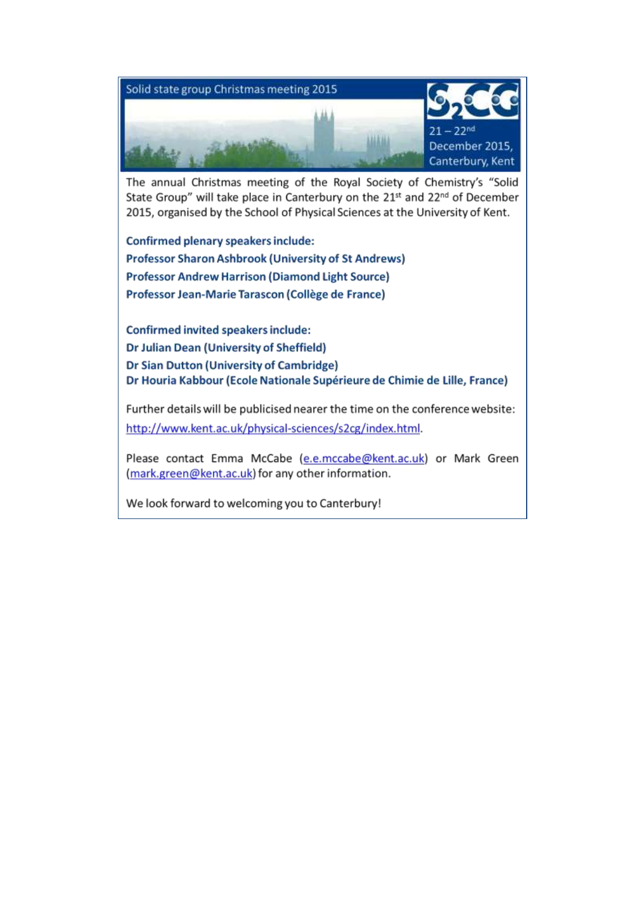## Solid state group Christmas meeting 2015

S2CG

21 – 22nd December 2015, Canterbury, Kent

The annual Christmas meeting of the Royal Society of Chemistry's "Solid State Group" will take place in Canterbury on the 21st and 22nd of December 2015, organised by the School of Physical Sciences at the University of Kent.

**Confirmed plenary speakers include:**
**Professor Sharon Ashbrook (University of St Andrews)**
**Professor Andrew Harrison (Diamond Light Source)**
**Professor Jean-Marie Tarascon (Collège de France)**

**Confirmed invited speakers include:**
**Dr Julian Dean (University of Sheffield)**
**Dr Sian Dutton (University of Cambridge)**
**Dr Houria Kabbour (Ecole Nationale Supérieure de Chimie de Lille, France)**

Further details will be publicised nearer the time on the conference website: http://www.kent.ac.uk/physical-sciences/s2cg/index.html.

Please contact Emma McCabe (e.e.mccabe@kent.ac.uk) or Mark Green (mark.green@kent.ac.uk) for any other information.

We look forward to welcoming you to Canterbury!